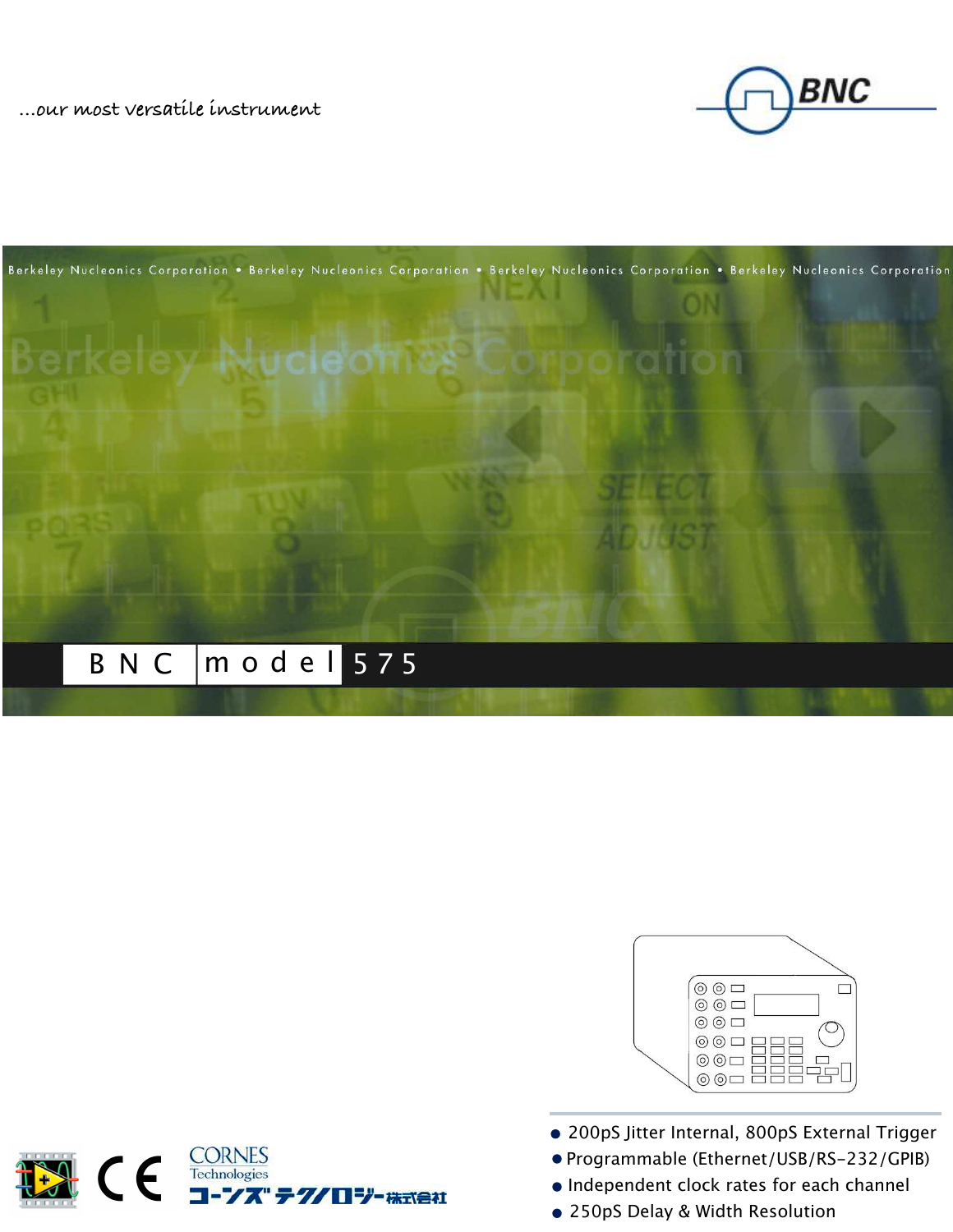...our most versatile instrument

BNC

Berkeley Nucleonics Corporation • Berkeley Nucleonics Corporation • Berkeley Nucleonics Corporation • Berkeley Nucleonics Corporation

# BNC model 575

- 200pS Jitter Internal, 800pS External Trigger
- Programmable (Ethernet/USB/RS-232/GPIB)
- Independent clock rates for each channel
- 250pS Delay & Width Resolution

CORNES Technologies

コーンズ テクノロジー株式会社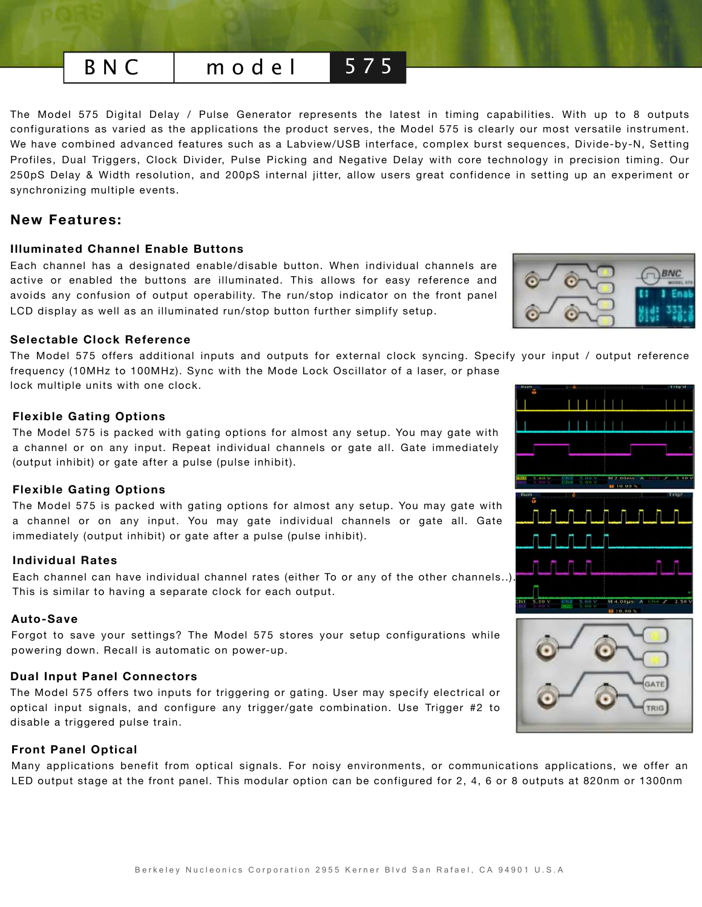# BNC model 575

The Model 575 Digital Delay / Pulse Generator represents the latest in timing capabilities. With up to 8 outputs configurations as varied as the applications the product serves, the Model 575 is clearly our most versatile instrument. We have combined advanced features such as a Labview/USB interface, complex burst sequences, Divide-by-N, Setting Profiles, Dual Triggers, Clock Divider, Pulse Picking and Negative Delay with core technology in precision timing. Our 250pS Delay & Width resolution, and 200pS internal jitter, allow users great confidence in setting up an experiment or synchronizing multiple events.

## New Features:

### Illuminated Channel Enable Buttons

Each channel has a designated enable/disable button. When individual channels are active or enabled the buttons are illuminated. This allows for easy reference and avoids any confusion of output operability. The run/stop indicator on the front panel LCD display as well as an illuminated run/stop button further simplify setup.

### Selectable Clock Reference

The Model 575 offers additional inputs and outputs for external clock syncing. Specify your input / output reference frequency (10MHz to 100MHz). Sync with the Mode Lock Oscillator of a laser, or phase lock multiple units with one clock.

### Flexible Gating Options

The Model 575 is packed with gating options for almost any setup. You may gate with a channel or on any input. Repeat individual channels or gate all. Gate immediately (output inhibit) or gate after a pulse (pulse inhibit).

### Flexible Gating Options

The Model 575 is packed with gating options for almost any setup. You may gate with a channel or on any input. You may gate individual channels or gate all. Gate immediately (output inhibit) or gate after a pulse (pulse inhibit).

### Individual Rates

Each channel can have individual channel rates (either To or any of the other channels..). This is similar to having a separate clock for each output.

### Auto-Save

Forgot to save your settings? The Model 575 stores your setup configurations while powering down. Recall is automatic on power-up.

### Dual Input Panel Connectors

The Model 575 offers two inputs for triggering or gating. User may specify electrical or optical input signals, and configure any trigger/gate combination. Use Trigger #2 to disable a triggered pulse train.

### Front Panel Optical

Many applications benefit from optical signals. For noisy environments, or communications applications, we offer an LED output stage at the front panel. This modular option can be configured for 2, 4, 6 or 8 outputs at 820nm or 1300nm

Berkeley Nucleonics Corporation 2955 Kerner Blvd San Rafael, CA 94901 U.S.A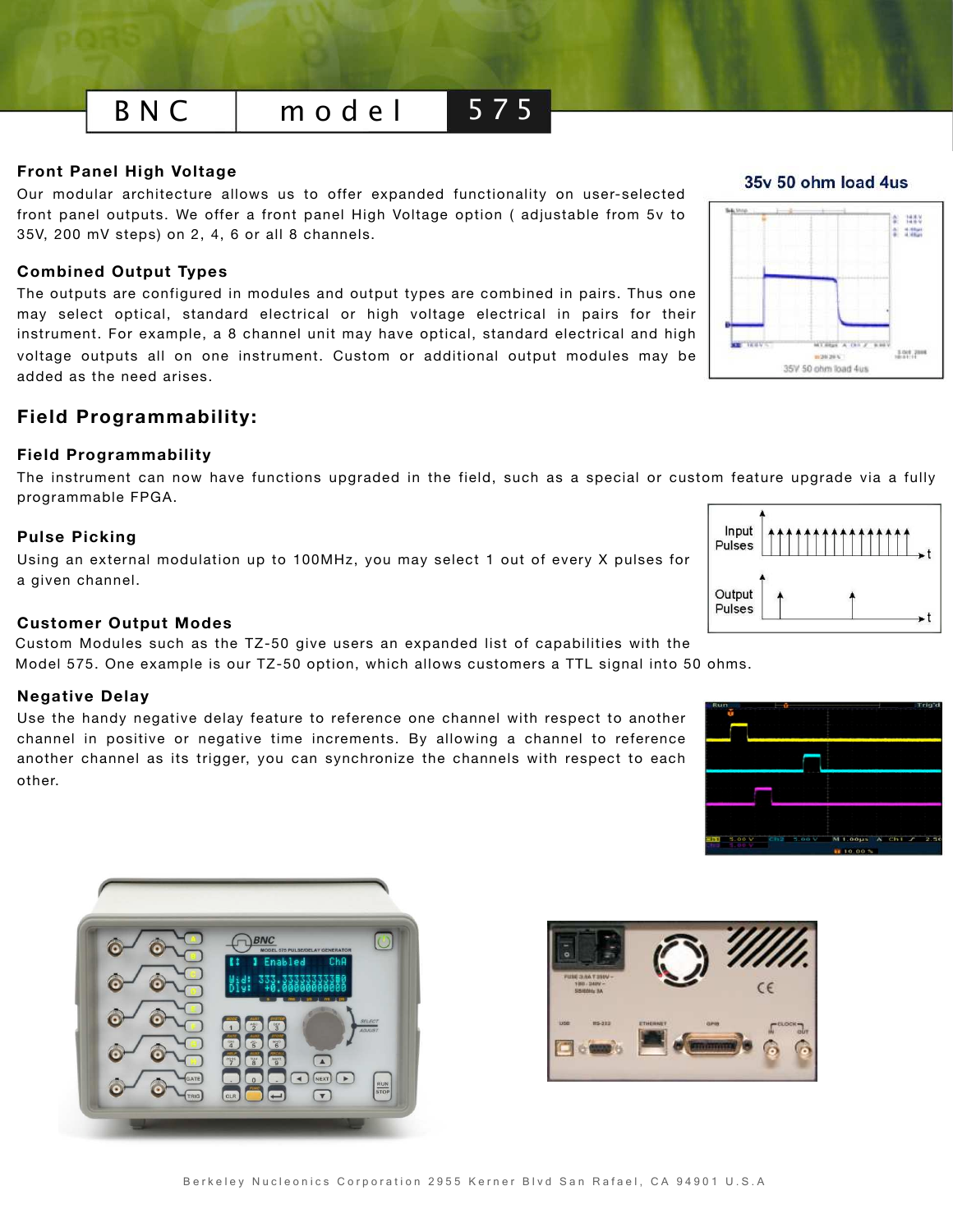# BNC model 575

### Front Panel High Voltage

Our modular architecture allows us to offer expanded functionality on user-selected front panel outputs. We offer a front panel High Voltage option ( adjustable from 5v to 35V, 200 mV steps) on 2, 4, 6 or all 8 channels.

35v 50 ohm load 4us

35V 50 ohm load 4us

### Combined Output Types

The outputs are configured in modules and output types are combined in pairs. Thus one may select optical, standard electrical or high voltage electrical in pairs for their instrument. For example, a 8 channel unit may have optical, standard electrical and high voltage outputs all on one instrument. Custom or additional output modules may be added as the need arises.

## Field Programmability:

### Field Programmability

The instrument can now have functions upgraded in the field, such as a special or custom feature upgrade via a fully programmable FPGA.

### Pulse Picking

Using an external modulation up to 100MHz, you may select 1 out of every X pulses for a given channel.

Input Pulses

t

Output Pulses

t

### Customer Output Modes

Custom Modules such as the TZ-50 give users an expanded list of capabilities with the Model 575. One example is our TZ-50 option, which allows customers a TTL signal into 50 ohms.

### Negative Delay

Use the handy negative delay feature to reference one channel with respect to another channel in positive or negative time increments. By allowing a channel to reference another channel as its trigger, you can synchronize the channels with respect to each other.

Berkeley Nucleonics Corporation 2955 Kerner Blvd San Rafael, CA 94901 U.S.A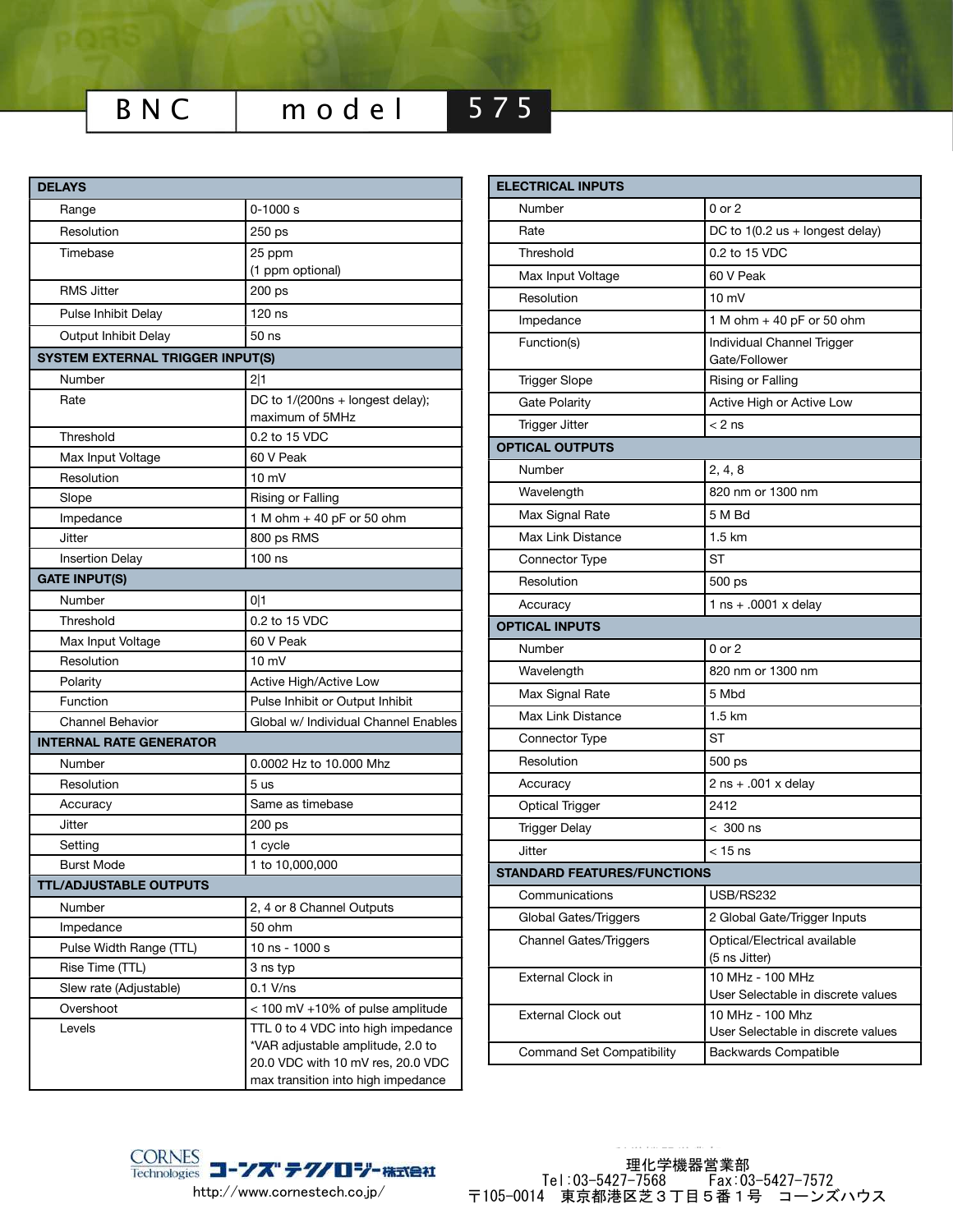# BNC model 575

| DELAYS | |
|---|---|
| Range | 0-1000 s |
| Resolution | 250 ps |
| Timebase | 25 ppm (1 ppm optional) |
| RMS Jitter | 200 ps |
| Pulse Inhibit Delay | 120 ns |
| Output Inhibit Delay | 50 ns |
| **SYSTEM EXTERNAL TRIGGER INPUT(S)** | |
| Number | 2\|1 |
| Rate | DC to 1/(200ns + longest delay); maximum of 5MHz |
| Threshold | 0.2 to 15 VDC |
| Max Input Voltage | 60 V Peak |
| Resolution | 10 mV |
| Slope | Rising or Falling |
| Impedance | 1 M ohm + 40 pF or 50 ohm |
| Jitter | 800 ps RMS |
| Insertion Delay | 100 ns |
| **GATE INPUT(S)** | |
| Number | 0\|1 |
| Threshold | 0.2 to 15 VDC |
| Max Input Voltage | 60 V Peak |
| Resolution | 10 mV |
| Polarity | Active High/Active Low |
| Function | Pulse Inhibit or Output Inhibit |
| Channel Behavior | Global w/ Individual Channel Enables |
| **INTERNAL RATE GENERATOR** | |
| Number | 0.0002 Hz to 10.000 Mhz |
| Resolution | 5 us |
| Accuracy | Same as timebase |
| Jitter | 200 ps |
| Setting | 1 cycle |
| Burst Mode | 1 to 10,000,000 |
| **TTL/ADJUSTABLE OUTPUTS** | |
| Number | 2, 4 or 8 Channel Outputs |
| Impedance | 50 ohm |
| Pulse Width Range (TTL) | 10 ns - 1000 s |
| Rise Time (TTL) | 3 ns typ |
| Slew rate (Adjustable) | 0.1 V/ns |
| Overshoot | < 100 mV +10% of pulse amplitude |
| Levels | TTL 0 to 4 VDC into high impedance *VAR adjustable amplitude, 2.0 to 20.0 VDC with 10 mV res, 20.0 VDC max transition into high impedance |

| ELECTRICAL INPUTS | |
|---|---|
| Number | 0 or 2 |
| Rate | DC to 1(0.2 us + longest delay) |
| Threshold | 0.2 to 15 VDC |
| Max Input Voltage | 60 V Peak |
| Resolution | 10 mV |
| Impedance | 1 M ohm + 40 pF or 50 ohm |
| Function(s) | Individual Channel Trigger Gate/Follower |
| Trigger Slope | Rising or Falling |
| Gate Polarity | Active High or Active Low |
| Trigger Jitter | < 2 ns |
| **OPTICAL OUTPUTS** | |
| Number | 2, 4, 8 |
| Wavelength | 820 nm or 1300 nm |
| Max Signal Rate | 5 M Bd |
| Max Link Distance | 1.5 km |
| Connector Type | ST |
| Resolution | 500 ps |
| Accuracy | 1 ns + .0001 x delay |
| **OPTICAL INPUTS** | |
| Number | 0 or 2 |
| Wavelength | 820 nm or 1300 nm |
| Max Signal Rate | 5 Mbd |
| Max Link Distance | 1.5 km |
| Connector Type | ST |
| Resolution | 500 ps |
| Accuracy | 2 ns + .001 x delay |
| Optical Trigger | 2412 |
| Trigger Delay | < 300 ns |
| Jitter | < 15 ns |
| **STANDARD FEATURES/FUNCTIONS** | |
| Communications | USB/RS232 |
| Global Gates/Triggers | 2 Global Gate/Trigger Inputs |
| Channel Gates/Triggers | Optical/Electrical available (5 ns Jitter) |
| External Clock in | 10 MHz - 100 MHz User Selectable in discrete values |
| External Clock out | 10 MHz - 100 Mhz User Selectable in discrete values |
| Command Set Compatibility | Backwards Compatible |

CORNES Technologies コーンズ テクノロジー株式会社
http://www.cornestech.co.jp/

理化学機器営業部
Tel:03-5427-7568　　Fax:03-5427-7572
〒105-0014　東京都港区芝３丁目５番１号　コーンズハウス